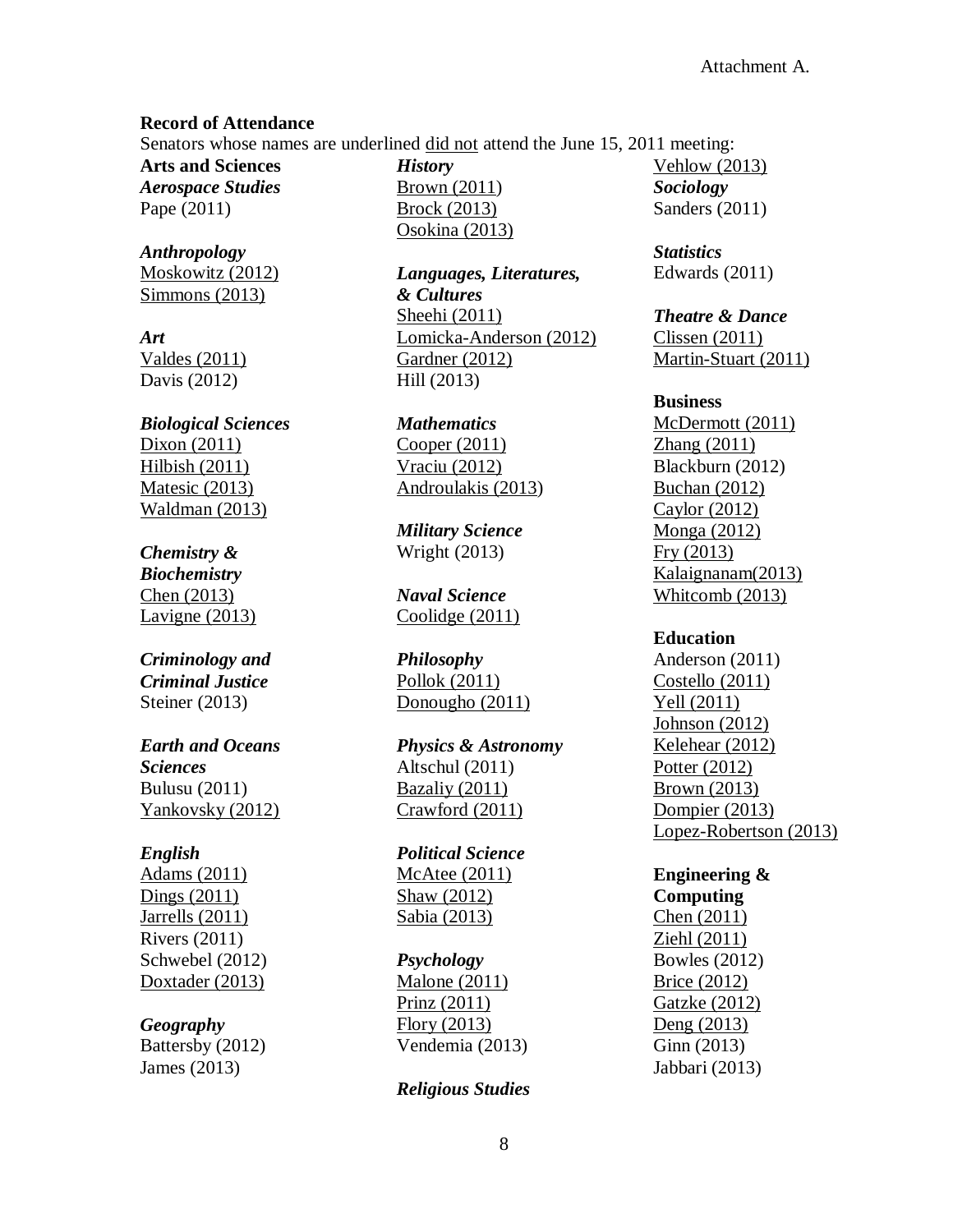Attachment A.

**Record of Attendance**

Senators whose names are underlined <u>did not</u> attend the June 15, 2011 meeting:

**Arts and Sciences**

***Aerospace Studies***
Pape (2011)

***Anthropology***
<u>Moskowitz (2012)</u>
<u>Simmons (2013)</u>

***Art***
<u>Valdes (2011)</u>
Davis (2012)

***Biological Sciences***
<u>Dixon (2011)</u>
<u>Hilbish (2011)</u>
<u>Matesic (2013)</u>
<u>Waldman (2013)</u>

***Chemistry & Biochemistry***
<u>Chen (2013)</u>
<u>Lavigne (2013)</u>

***Criminology and Criminal Justice***
Steiner (2013)

***Earth and Oceans Sciences***
Bulusu (2011)
<u>Yankovsky (2012)</u>

***English***
<u>Adams (2011)</u>
<u>Dings (2011)</u>
<u>Jarrells (2011)</u>
Rivers (2011)
Schwebel (2012)
<u>Doxtader (2013)</u>

***Geography***
Battersby (2012)
James (2013)

***History***
<u>Brown (2011)</u>
<u>Brock (2013)</u>
<u>Osokina (2013)</u>

***Languages, Literatures, & Cultures***
<u>Sheehi (2011)</u>
<u>Lomicka-Anderson (2012)</u>
<u>Gardner (2012)</u>
Hill (2013)

***Mathematics***
<u>Cooper (2011)</u>
<u>Vraciu (2012)</u>
<u>Androulakis (2013)</u>

***Military Science***
Wright (2013)

***Naval Science***
<u>Coolidge (2011)</u>

***Philosophy***
<u>Pollok (2011)</u>
<u>Donougho (2011)</u>

***Physics & Astronomy***
Altschul (2011)
<u>Bazaliy (2011)</u>
<u>Crawford (2011)</u>

***Political Science***
<u>McAtee (2011)</u>
<u>Shaw (2012)</u>
<u>Sabia (2013)</u>

***Psychology***
<u>Malone (2011)</u>
<u>Prinz (2011)</u>
<u>Flory (2013)</u>
Vendemia (2013)

***Religious Studies***
<u>Vehlow (2013)</u>

***Sociology***
Sanders (2011)

***Statistics***
Edwards (2011)

***Theatre & Dance***
<u>Clissen (2011)</u>
<u>Martin-Stuart (2011)</u>

**Business**
<u>McDermott (2011)</u>
<u>Zhang (2011)</u>
Blackburn (2012)
<u>Buchan (2012)</u>
<u>Caylor (2012)</u>
<u>Monga (2012)</u>
<u>Fry (2013)</u>
<u>Kalaignanam(2013)</u>
<u>Whitcomb (2013)</u>

**Education**
Anderson (2011)
<u>Costello (2011)</u>
<u>Yell (2011)</u>
<u>Johnson (2012)</u>
<u>Kelehear (2012)</u>
<u>Potter (2012)</u>
<u>Brown (2013)</u>
<u>Dompier (2013)</u>
<u>Lopez-Robertson (2013)</u>

**Engineering & Computing**
<u>Chen (2011)</u>
<u>Ziehl (2011)</u>
Bowles (2012)
<u>Brice (2012)</u>
<u>Gatzke (2012)</u>
<u>Deng (2013)</u>
Ginn (2013)
Jabbari (2013)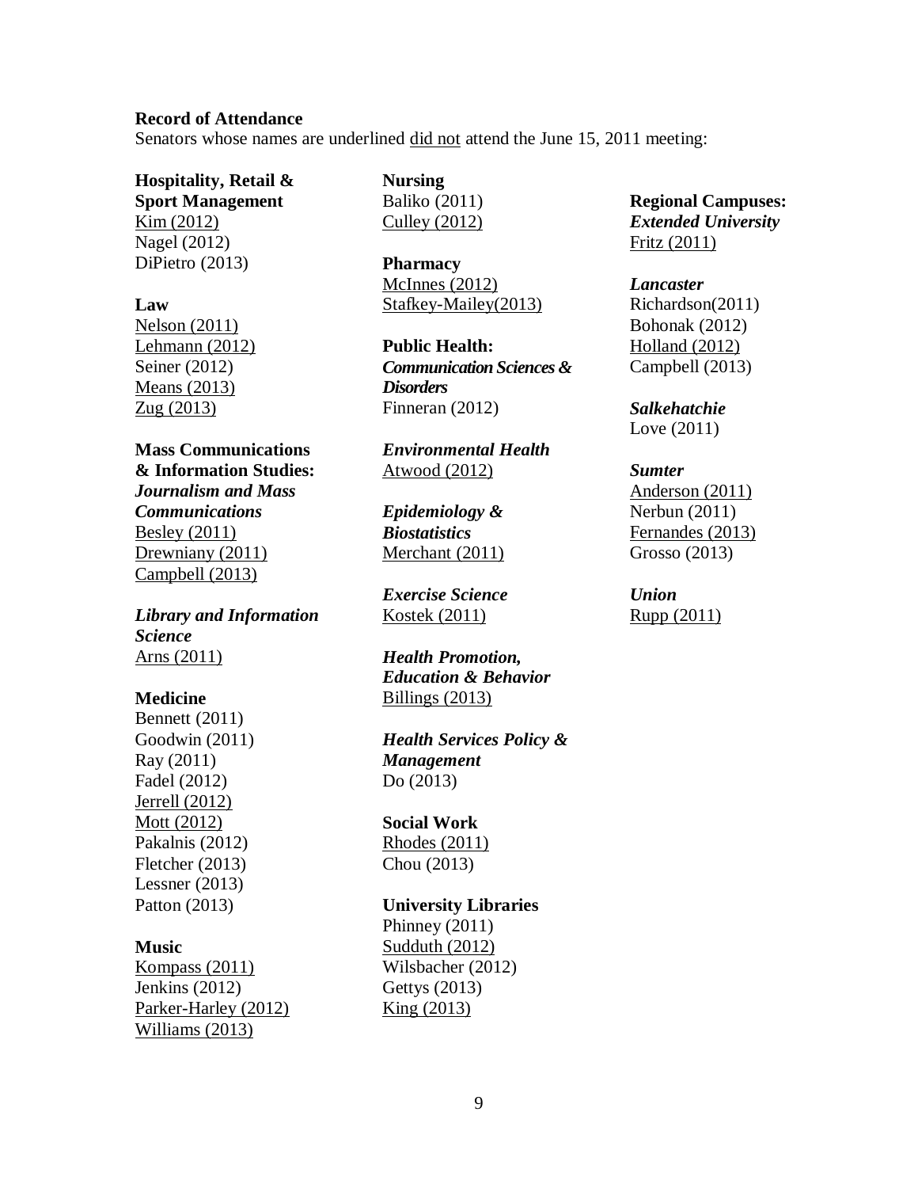**Record of Attendance**

Senators whose names are underlined <u>did not</u> attend the June 15, 2011 meeting:

**Hospitality, Retail & Sport Management**
<u>Kim (2012)</u>
Nagel (2012)
DiPietro (2013)

**Law**
<u>Nelson (2011)</u>
<u>Lehmann (2012)</u>
Seiner (2012)
<u>Means (2013)</u>
<u>Zug (2013)</u>

**Mass Communications & Information Studies:**
***Journalism and Mass Communications***
<u>Besley (2011)</u>
<u>Drewniany (2011)</u>
<u>Campbell (2013)</u>

***Library and Information Science***
<u>Arns (2011)</u>

**Medicine**
Bennett (2011)
Goodwin (2011)
Ray (2011)
Fadel (2012)
<u>Jerrell (2012)</u>
<u>Mott (2012)</u>
Pakalnis (2012)
Fletcher (2013)
Lessner (2013)
Patton (2013)

**Music**
<u>Kompass (2011)</u>
Jenkins (2012)
<u>Parker-Harley (2012)</u>
<u>Williams (2013)</u>

**Nursing**
Baliko (2011)
<u>Culley (2012)</u>

**Pharmacy**
<u>McInnes (2012)</u>
<u>Stafkey-Mailey(2013)</u>

**Public Health:**
***Communication Sciences & Disorders***
Finneran (2012)

***Environmental Health***
<u>Atwood (2012)</u>

***Epidemiology & Biostatistics***
<u>Merchant (2011)</u>

***Exercise Science***
<u>Kostek (2011)</u>

***Health Promotion, Education & Behavior***
<u>Billings (2013)</u>

***Health Services Policy & Management***
Do (2013)

**Social Work**
<u>Rhodes (2011)</u>
Chou (2013)

**University Libraries**
Phinney (2011)
<u>Sudduth (2012)</u>
Wilsbacher (2012)
Gettys (2013)
<u>King (2013)</u>

**Regional Campuses:**
***Extended University***
<u>Fritz (2011)</u>

***Lancaster***
Richardson(2011)
Bohonak (2012)
<u>Holland (2012)</u>
Campbell (2013)

***Salkehatchie***
Love (2011)

***Sumter***
<u>Anderson (2011)</u>
Nerbun (2011)
<u>Fernandes (2013)</u>
Grosso (2013)

***Union***
<u>Rupp (2011)</u>